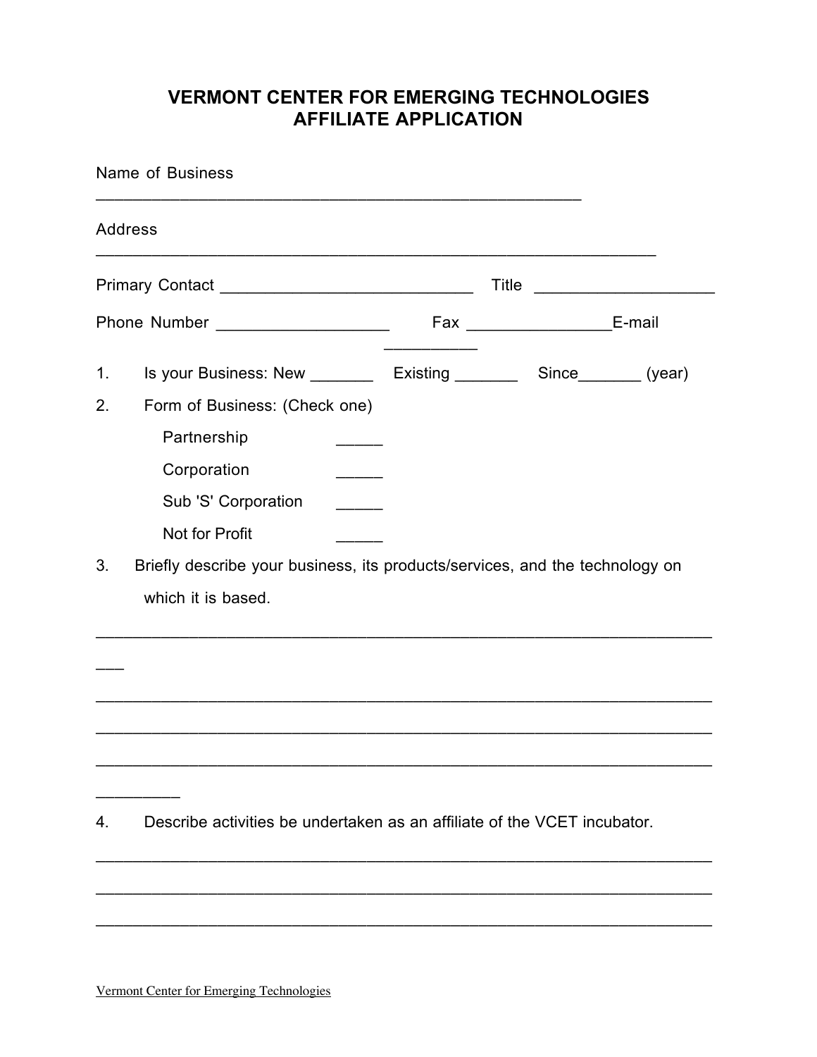# VERMONT CENTER FOR EMERGING TECHNOLOGIES
# AFFILIATE APPLICATION

Name of Business ______________________________________________________

Address ______________________________________________________________

Primary Contact ____________________________ Title ____________________

Phone Number ___________________ Fax ________________E-mail __________

1. Is your Business: New _______ Existing _______ Since_______ (year)

2. Form of Business: (Check one)

   Partnership _____

   Corporation _____

   Sub 'S' Corporation _____

   Not for Profit _____

3. Briefly describe your business, its products/services, and the technology on which it is based.

_____________________________________________________________________
___

_____________________________________________________________________

_____________________________________________________________________

_____________________________________________________________________
_________

4. Describe activities be undertaken as an affiliate of the VCET incubator.

_____________________________________________________________________

_____________________________________________________________________

_____________________________________________________________________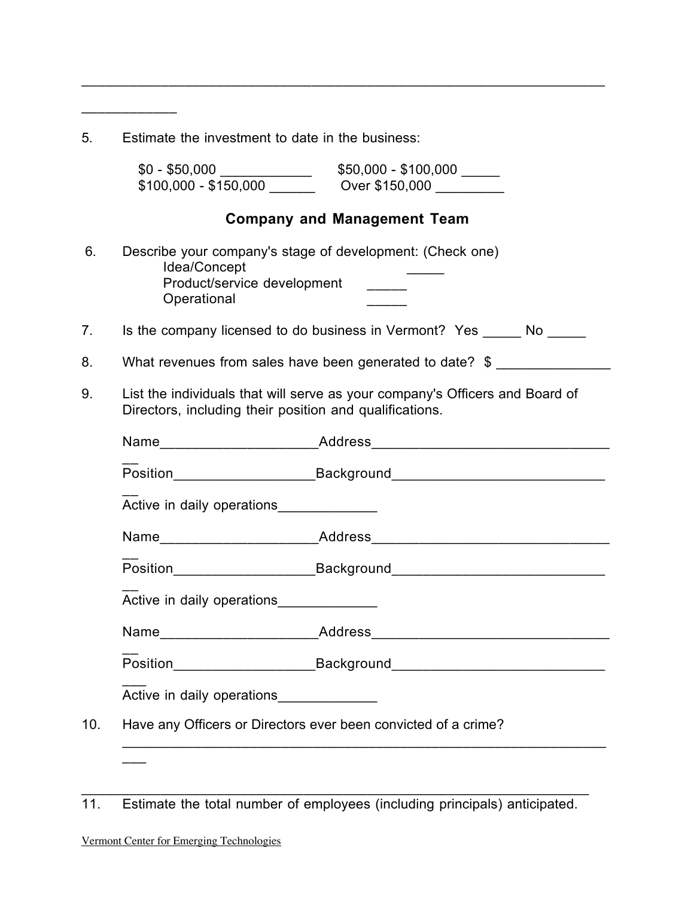_________________________________________________________________
____________

5. Estimate the investment to date in the business:

   $0 - $50,000 ____________ $50,000 - $100,000 _____
   $100,000 - $150,000 ______ Over $150,000 _________

## Company and Management Team

6. Describe your company's stage of development: (Check one)
   - Idea/Concept _____
   - Product/service development _____
   - Operational _____

7. Is the company licensed to do business in Vermont? Yes _____ No _____

8. What revenues from sales have been generated to date? $ _______________

9. List the individuals that will serve as your company's Officers and Board of Directors, including their position and qualifications.

   Name____________________Address_________________________________

   Position__________________Background_____________________________

   Active in daily operations_____________

   Name____________________Address_________________________________

   Position__________________Background_____________________________

   Active in daily operations_____________

   Name____________________Address_________________________________

   Position__________________Background______________________________

   Active in daily operations_____________

10. Have any Officers or Directors ever been convicted of a crime?
    _________________________________________________________________
    ___

_________________________________________________________________

11. Estimate the total number of employees (including principals) anticipated.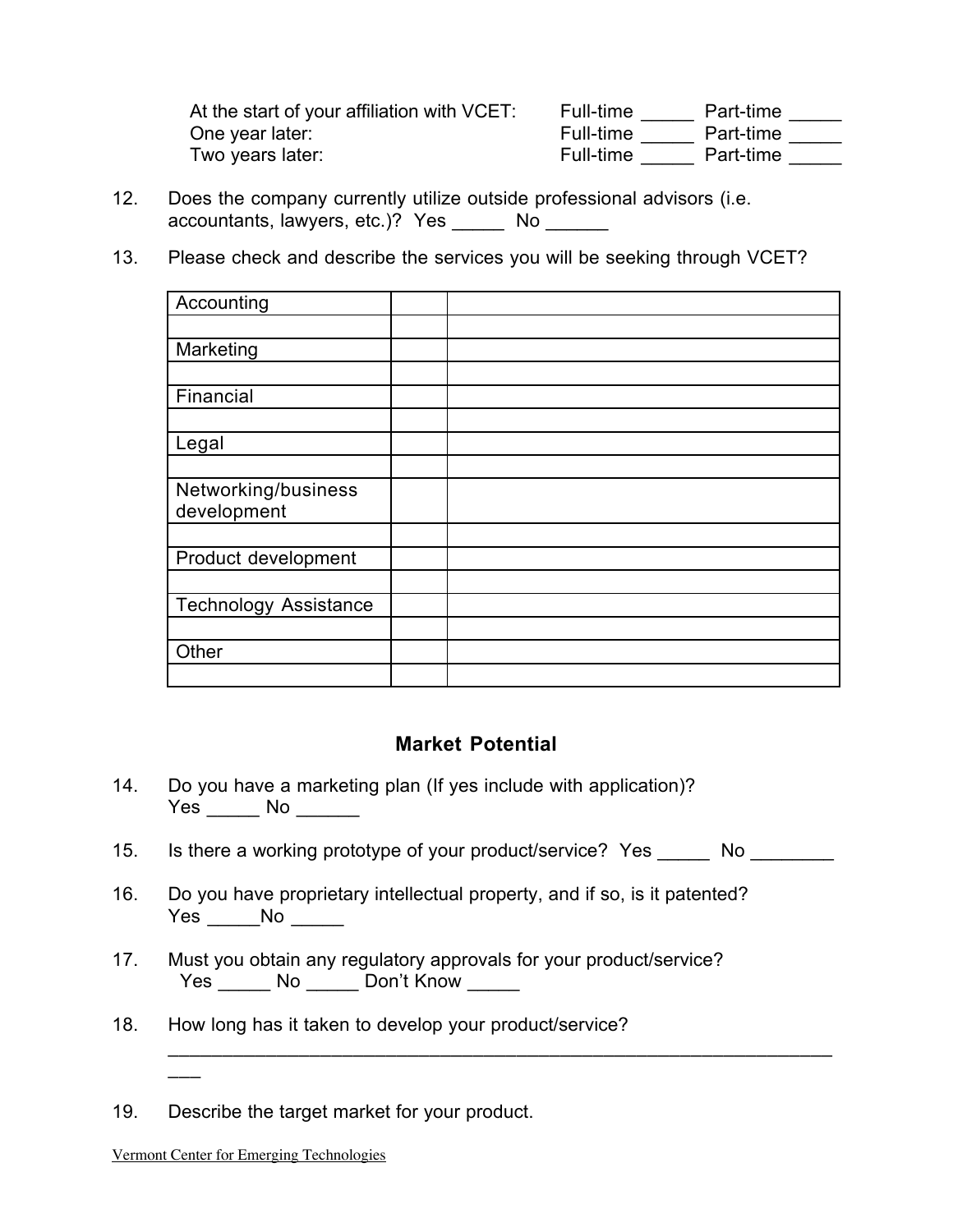At the start of your affiliation with VCET: Full-time _____ Part-time _____
One year later: Full-time _____ Part-time _____
Two years later: Full-time _____ Part-time _____

12. Does the company currently utilize outside professional advisors (i.e. accountants, lawyers, etc.)? Yes _____ No ______

13. Please check and describe the services you will be seeking through VCET?

| | | |
|---|---|---|
| Accounting | | |
| | | |
| Marketing | | |
| | | |
| Financial | | |
| | | |
| Legal | | |
| | | |
| Networking/business development | | |
| | | |
| Product development | | |
| | | |
| Technology Assistance | | |
| | | |
| Other | | |
| | | |

## Market Potential

14. Do you have a marketing plan (If yes include with application)?
Yes _____ No ______

15. Is there a working prototype of your product/service? Yes _____ No ________

16. Do you have proprietary intellectual property, and if so, is it patented?
Yes _____No _____

17. Must you obtain any regulatory approvals for your product/service?
Yes _____ No _____ Don't Know _____

18. How long has it taken to develop your product/service?
___________________________________________________________________

19. Describe the target market for your product.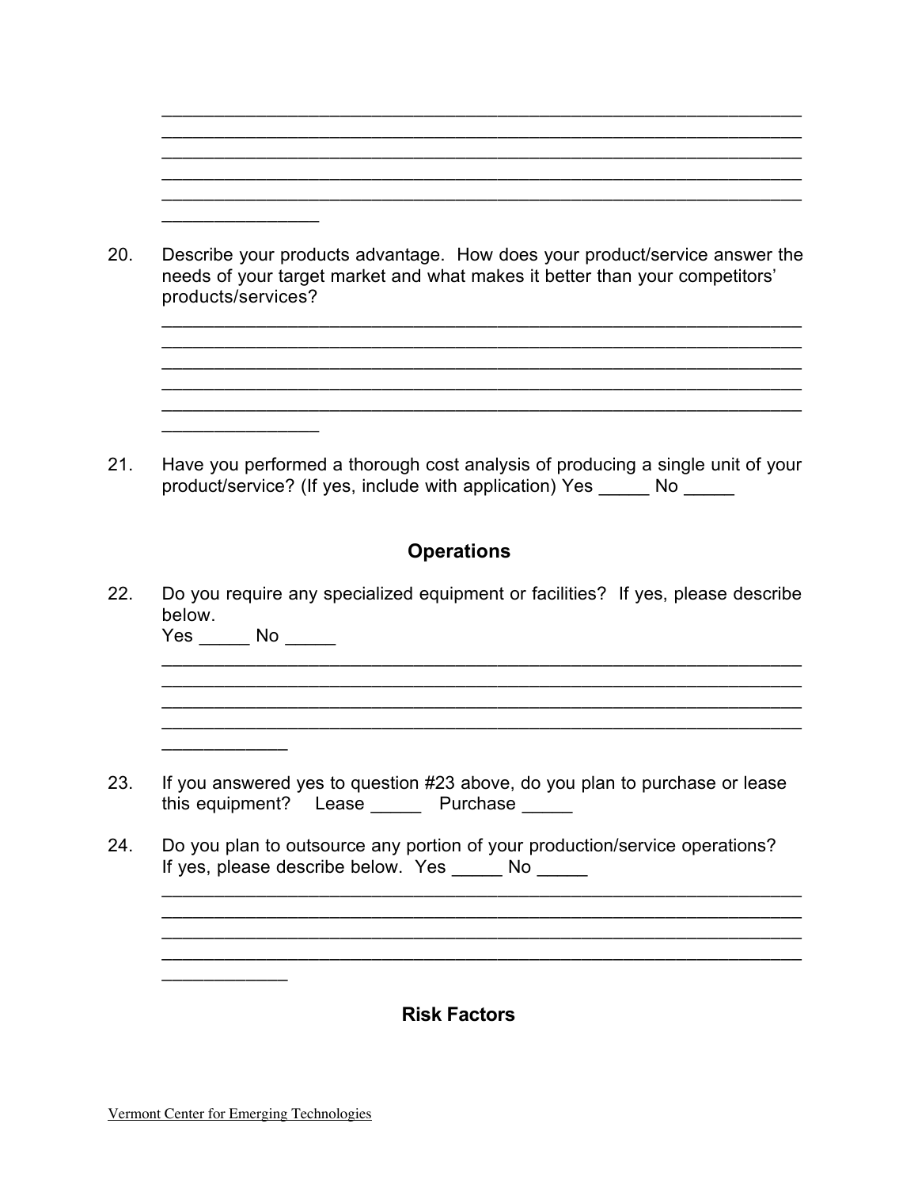_________________________________________________________________
_________________________________________________________________
_________________________________________________________________
_________________________________________________________________
_________________________________________________________________
________________

20. Describe your products advantage. How does your product/service answer the needs of your target market and what makes it better than your competitors' products/services?

_________________________________________________________________
_________________________________________________________________
_________________________________________________________________
_________________________________________________________________
_________________________________________________________________
________________

21. Have you performed a thorough cost analysis of producing a single unit of your product/service? (If yes, include with application) Yes _____ No _____

## Operations

22. Do you require any specialized equipment or facilities? If yes, please describe below.
Yes _____ No _____

_________________________________________________________________
_________________________________________________________________
_________________________________________________________________
_________________________________________________________________
_____________

23. If you answered yes to question #23 above, do you plan to purchase or lease this equipment? Lease _____ Purchase _____

24. Do you plan to outsource any portion of your production/service operations? If yes, please describe below. Yes _____ No _____

_________________________________________________________________
_________________________________________________________________
_________________________________________________________________
_________________________________________________________________
_____________

## Risk Factors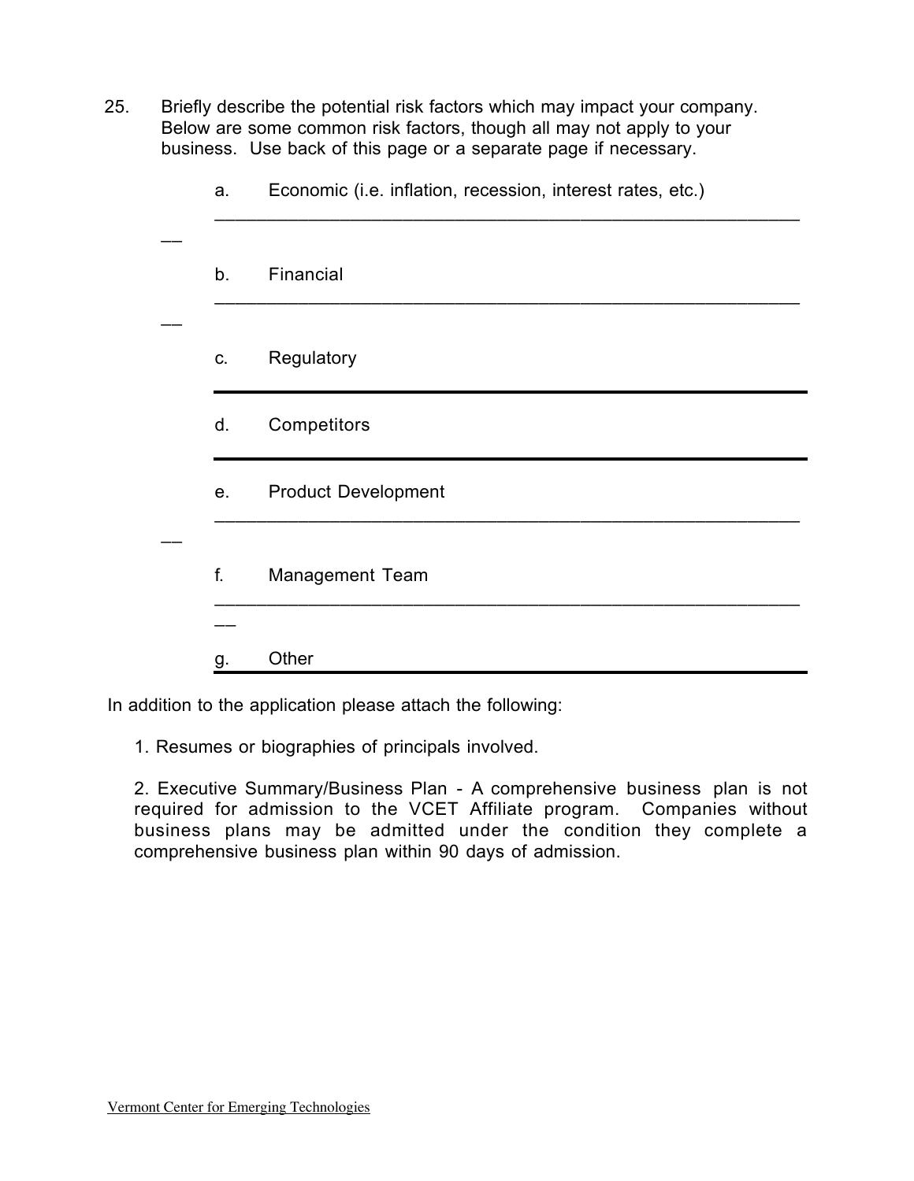25. Briefly describe the potential risk factors which may impact your company. Below are some common risk factors, though all may not apply to your business. Use back of this page or a separate page if necessary.

    a. Economic (i.e. inflation, recession, interest rates, etc.)
    ______________________________________________________________

    b. Financial
    ______________________________________________________________

    c. Regulatory
    ______________________________________________________________

    d. Competitors
    ______________________________________________________________

    e. Product Development
    ______________________________________________________________

    f. Management Team
    ______________________________________________________________

    g. Other
    ______________________________________________________________

In addition to the application please attach the following:

1. Resumes or biographies of principals involved.

2. Executive Summary/Business Plan - A comprehensive business plan is not required for admission to the VCET Affiliate program. Companies without business plans may be admitted under the condition they complete a comprehensive business plan within 90 days of admission.